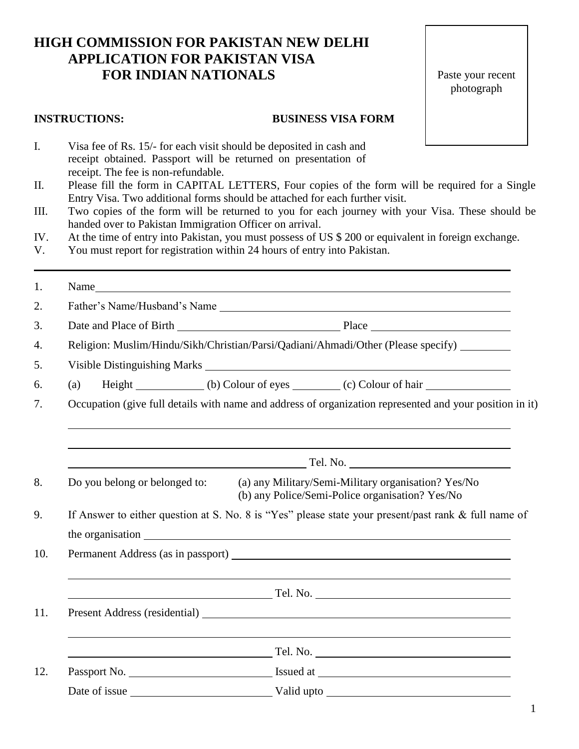# HIGH COMMISSION FOR PAKISTAN NEW DELHI
## APPLICATION FOR PAKISTAN VISA
## FOR INDIAN NATIONALS

Paste your recent photograph

**INSTRUCTIONS:** **BUSINESS VISA FORM**

I. Visa fee of Rs. 15/- for each visit should be deposited in cash and receipt obtained. Passport will be returned on presentation of receipt. The fee is non-refundable.

II. Please fill the form in CAPITAL LETTERS, Four copies of the form will be required for a Single Entry Visa. Two additional forms should be attached for each further visit.

III. Two copies of the form will be returned to you for each journey with your Visa. These should be handed over to Pakistan Immigration Officer on arrival.

IV. At the time of entry into Pakistan, you must possess of US $ 200 or equivalent in foreign exchange.

V. You must report for registration within 24 hours of entry into Pakistan.

---

1. Name ____________________

2. Father's Name/Husband's Name ____________________

3. Date and Place of Birth ____________________ Place ____________________

4. Religion: Muslim/Hindu/Sikh/Christian/Parsi/Qadiani/Ahmadi/Other (Please specify) ________

5. Visible Distinguishing Marks ____________________

6. (a) Height __________ (b) Colour of eyes ________ (c) Colour of hair __________

7. Occupation (give full details with name and address of organization represented and your position in it)

   ____________________

   ____________________

   ____________________ Tel. No. ____________________

8. Do you belong or belonged to: (a) any Military/Semi-Military organisation? Yes/No
   (b) any Police/Semi-Police organisation? Yes/No

9. If Answer to either question at S. No. 8 is "Yes" please state your present/past rank & full name of the organisation ____________________

10. Permanent Address (as in passport) ____________________

    ____________________

    ____________________ Tel. No. ____________________

11. Present Address (residential) ____________________

    ____________________

    ____________________ Tel. No. ____________________

12. Passport No. ____________________ Issued at ____________________

    Date of issue ____________________ Valid upto ____________________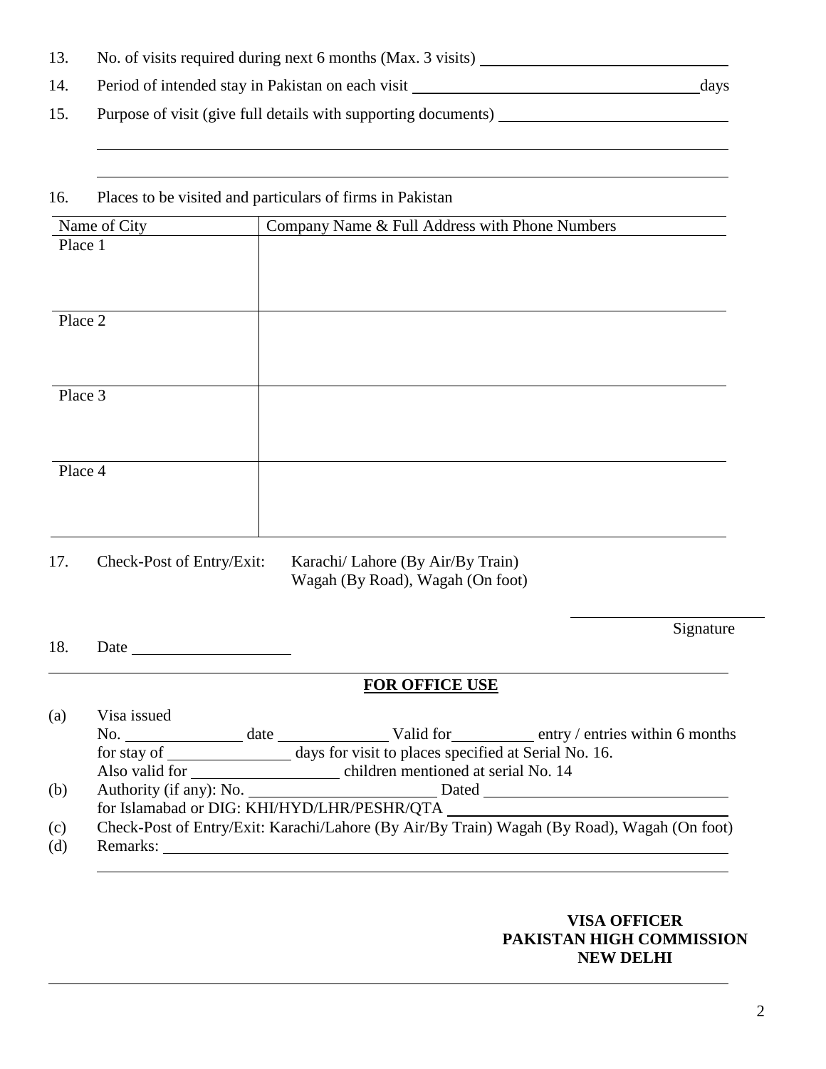13. No. of visits required during next 6 months (Max. 3 visits) ____________________

14. Period of intended stay in Pakistan on each visit ____________________ days

15. Purpose of visit (give full details with supporting documents) ____________________

____________________________________________________________

____________________________________________________________

16. Places to be visited and particulars of firms in Pakistan

| Name of City | Company Name & Full Address with Phone Numbers |
|---|---|
| Place 1 | |
| Place 2 | |
| Place 3 | |
| Place 4 | |

17. Check-Post of Entry/Exit: Karachi/ Lahore (By Air/By Train)
Wagah (By Road), Wagah (On foot)

____________________
Signature

18. Date ____________________

## FOR OFFICE USE

(a) Visa issued
No. ____________ date ____________ Valid for__________ entry / entries within 6 months
for stay of ____________ days for visit to places specified at Serial No. 16.
Also valid for ____________ children mentioned at serial No. 14

(b) Authority (if any): No. ____________ Dated ____________
for Islamabad or DIG: KHI/HYD/LHR/PESHR/QTA ____________

(c) Check-Post of Entry/Exit: Karachi/Lahore (By Air/By Train) Wagah (By Road), Wagah (On foot)

(d) Remarks: ____________________________________________

____________________________________________________________

**VISA OFFICER**
**PAKISTAN HIGH COMMISSION**
**NEW DELHI**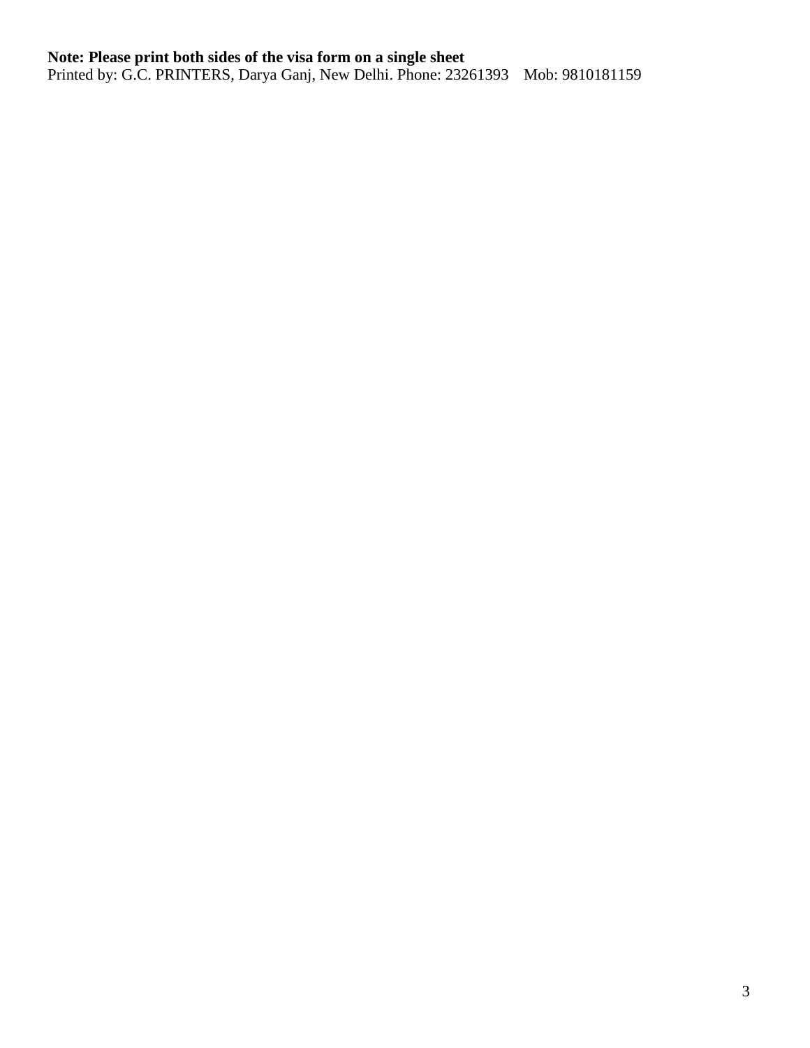**Note: Please print both sides of the visa form on a single sheet**
Printed by: G.C. PRINTERS, Darya Ganj, New Delhi. Phone: 23261393    Mob: 9810181159